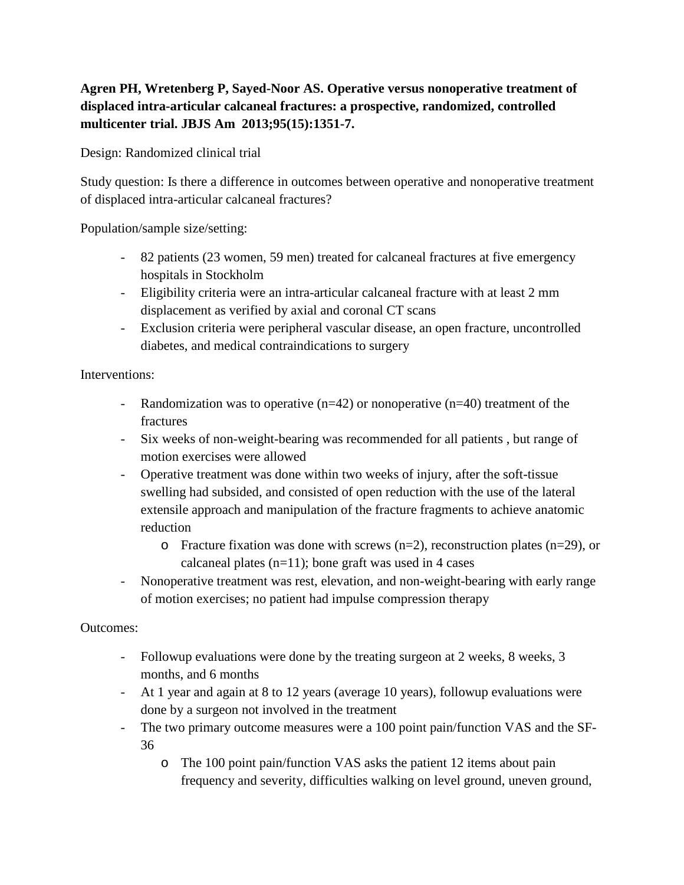**Agren PH, Wretenberg P, Sayed-Noor AS. Operative versus nonoperative treatment of displaced intra-articular calcaneal fractures: a prospective, randomized, controlled multicenter trial. JBJS Am 2013;95(15):1351-7.**

Design: Randomized clinical trial

Study question: Is there a difference in outcomes between operative and nonoperative treatment of displaced intra-articular calcaneal fractures?

Population/sample size/setting:

- 82 patients (23 women, 59 men) treated for calcaneal fractures at five emergency hospitals in Stockholm
- Eligibility criteria were an intra-articular calcaneal fracture with at least 2 mm displacement as verified by axial and coronal CT scans
- Exclusion criteria were peripheral vascular disease, an open fracture, uncontrolled diabetes, and medical contraindications to surgery

Interventions:

- Randomization was to operative (n=42) or nonoperative (n=40) treatment of the fractures
- Six weeks of non-weight-bearing was recommended for all patients , but range of motion exercises were allowed
- Operative treatment was done within two weeks of injury, after the soft-tissue swelling had subsided, and consisted of open reduction with the use of the lateral extensile approach and manipulation of the fracture fragments to achieve anatomic reduction
    - Fracture fixation was done with screws (n=2), reconstruction plates (n=29), or calcaneal plates (n=11); bone graft was used in 4 cases
- Nonoperative treatment was rest, elevation, and non-weight-bearing with early range of motion exercises; no patient had impulse compression therapy

Outcomes:

- Followup evaluations were done by the treating surgeon at 2 weeks, 8 weeks, 3 months, and 6 months
- At 1 year and again at 8 to 12 years (average 10 years), followup evaluations were done by a surgeon not involved in the treatment
- The two primary outcome measures were a 100 point pain/function VAS and the SF-36
    - The 100 point pain/function VAS asks the patient 12 items about pain frequency and severity, difficulties walking on level ground, uneven ground,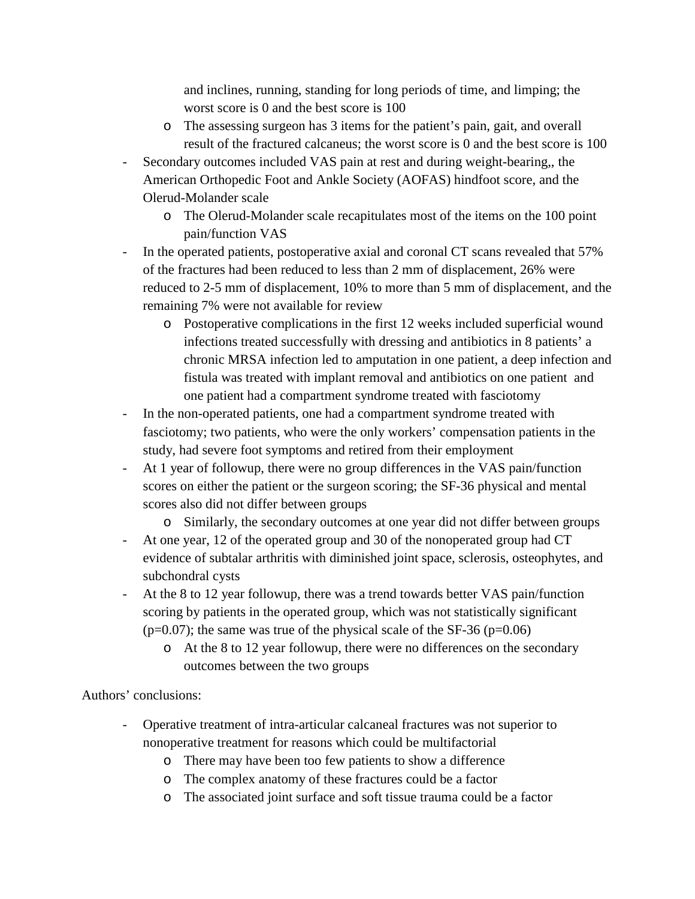- and inclines, running, standing for long periods of time, and limping; the worst score is 0 and the best score is 100
    - The assessing surgeon has 3 items for the patient's pain, gait, and overall result of the fractured calcaneus; the worst score is 0 and the best score is 100
- Secondary outcomes included VAS pain at rest and during weight-bearing,, the American Orthopedic Foot and Ankle Society (AOFAS) hindfoot score, and the Olerud-Molander scale
    - The Olerud-Molander scale recapitulates most of the items on the 100 point pain/function VAS
- In the operated patients, postoperative axial and coronal CT scans revealed that 57% of the fractures had been reduced to less than 2 mm of displacement, 26% were reduced to 2-5 mm of displacement, 10% to more than 5 mm of displacement, and the remaining 7% were not available for review
    - Postoperative complications in the first 12 weeks included superficial wound infections treated successfully with dressing and antibiotics in 8 patients' a chronic MRSA infection led to amputation in one patient, a deep infection and fistula was treated with implant removal and antibiotics on one patient and one patient had a compartment syndrome treated with fasciotomy
- In the non-operated patients, one had a compartment syndrome treated with fasciotomy; two patients, who were the only workers' compensation patients in the study, had severe foot symptoms and retired from their employment
- At 1 year of followup, there were no group differences in the VAS pain/function scores on either the patient or the surgeon scoring; the SF-36 physical and mental scores also did not differ between groups
    - Similarly, the secondary outcomes at one year did not differ between groups
- At one year, 12 of the operated group and 30 of the nonoperated group had CT evidence of subtalar arthritis with diminished joint space, sclerosis, osteophytes, and subchondral cysts
- At the 8 to 12 year followup, there was a trend towards better VAS pain/function scoring by patients in the operated group, which was not statistically significant ($p=0.07$); the same was true of the physical scale of the SF-36 ($p=0.06$)
    - At the 8 to 12 year followup, there were no differences on the secondary outcomes between the two groups

Authors' conclusions:

- Operative treatment of intra-articular calcaneal fractures was not superior to nonoperative treatment for reasons which could be multifactorial
    - There may have been too few patients to show a difference
    - The complex anatomy of these fractures could be a factor
    - The associated joint surface and soft tissue trauma could be a factor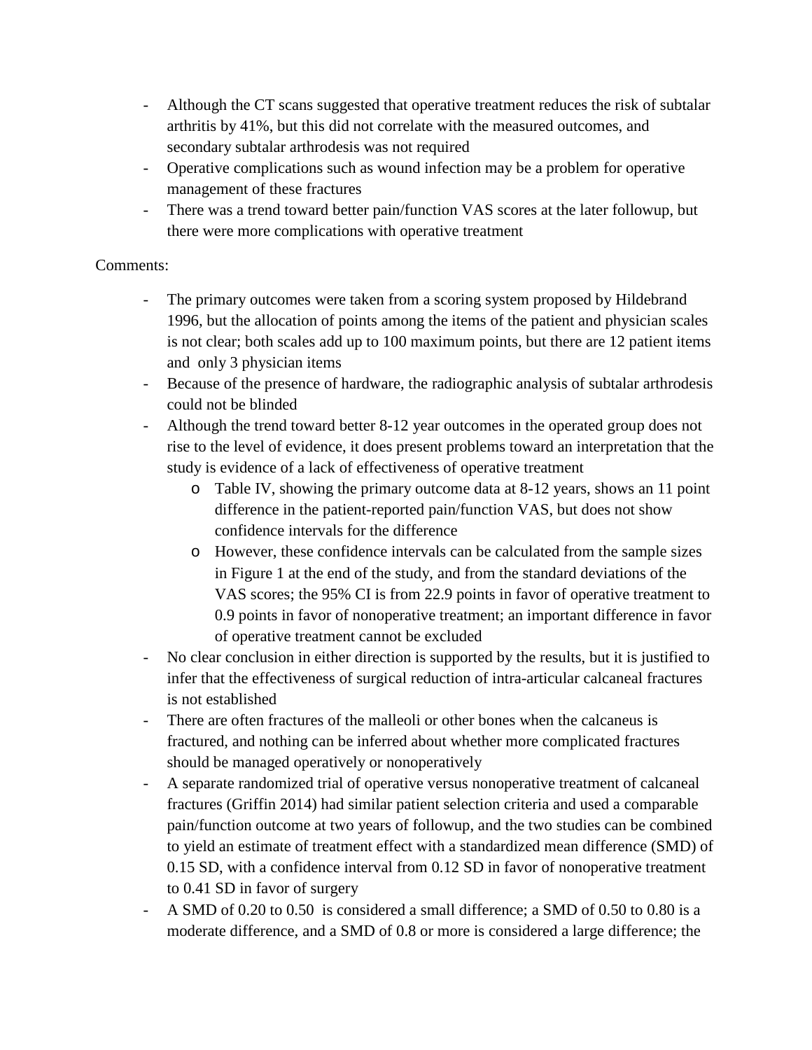- Although the CT scans suggested that operative treatment reduces the risk of subtalar arthritis by 41%, but this did not correlate with the measured outcomes, and secondary subtalar arthrodesis was not required
- Operative complications such as wound infection may be a problem for operative management of these fractures
- There was a trend toward better pain/function VAS scores at the later followup, but there were more complications with operative treatment

Comments:

- The primary outcomes were taken from a scoring system proposed by Hildebrand 1996, but the allocation of points among the items of the patient and physician scales is not clear; both scales add up to 100 maximum points, but there are 12 patient items and only 3 physician items
- Because of the presence of hardware, the radiographic analysis of subtalar arthrodesis could not be blinded
- Although the trend toward better 8-12 year outcomes in the operated group does not rise to the level of evidence, it does present problems toward an interpretation that the study is evidence of a lack of effectiveness of operative treatment
  - Table IV, showing the primary outcome data at 8-12 years, shows an 11 point difference in the patient-reported pain/function VAS, but does not show confidence intervals for the difference
  - However, these confidence intervals can be calculated from the sample sizes in Figure 1 at the end of the study, and from the standard deviations of the VAS scores; the 95% CI is from 22.9 points in favor of operative treatment to 0.9 points in favor of nonoperative treatment; an important difference in favor of operative treatment cannot be excluded
- No clear conclusion in either direction is supported by the results, but it is justified to infer that the effectiveness of surgical reduction of intra-articular calcaneal fractures is not established
- There are often fractures of the malleoli or other bones when the calcaneus is fractured, and nothing can be inferred about whether more complicated fractures should be managed operatively or nonoperatively
- A separate randomized trial of operative versus nonoperative treatment of calcaneal fractures (Griffin 2014) had similar patient selection criteria and used a comparable pain/function outcome at two years of followup, and the two studies can be combined to yield an estimate of treatment effect with a standardized mean difference (SMD) of 0.15 SD, with a confidence interval from 0.12 SD in favor of nonoperative treatment to 0.41 SD in favor of surgery
- A SMD of 0.20 to 0.50 is considered a small difference; a SMD of 0.50 to 0.80 is a moderate difference, and a SMD of 0.8 or more is considered a large difference; the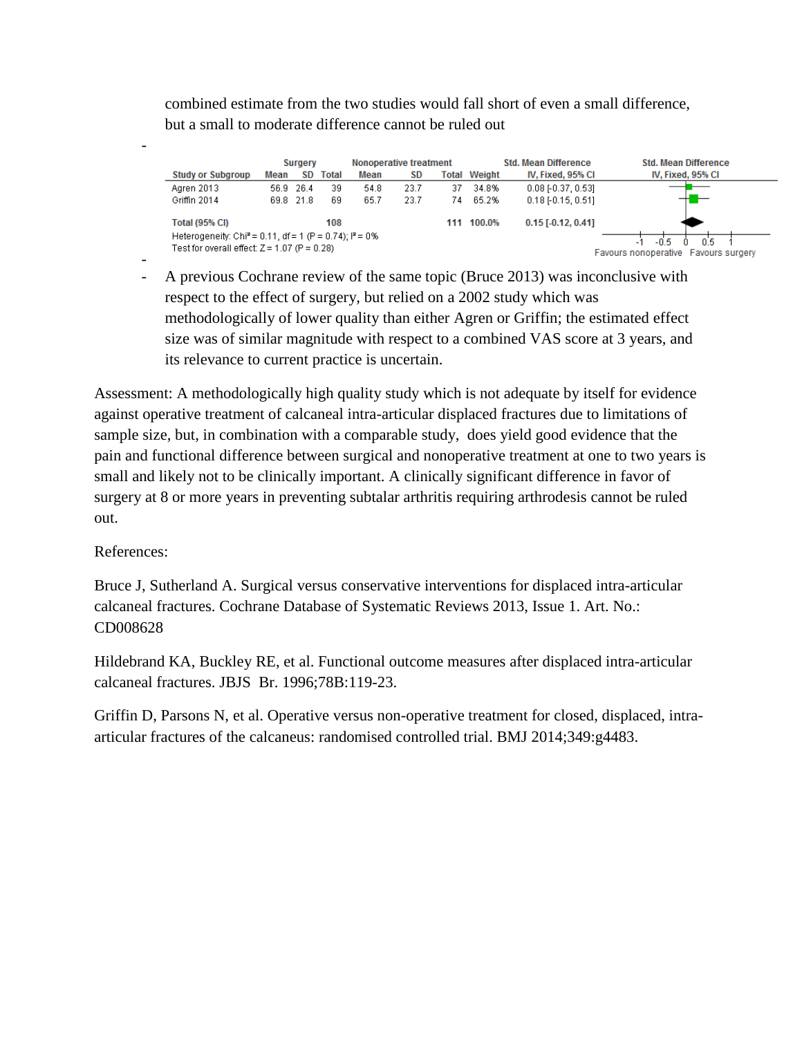combined estimate from the two studies would fall short of even a small difference, but a small to moderate difference cannot be ruled out

| Study or Subgroup | Surgery Mean | Surgery SD | Surgery Total | Nonoperative treatment Mean | Nonoperative treatment SD | Nonoperative treatment Total | Weight | Std. Mean Difference IV, Fixed, 95% CI |
|---|---|---|---|---|---|---|---|---|
| Agren 2013 | 56.9 | 26.4 | 39 | 54.8 | 23.7 | 37 | 34.8% | 0.08 [-0.37, 0.53] |
| Griffin 2014 | 69.8 | 21.8 | 69 | 65.7 | 23.7 | 74 | 65.2% | 0.18 [-0.15, 0.51] |
| **Total (95% CI)** | | | **108** | | | **111** | **100.0%** | **0.15 [-0.12, 0.41]** |

Heterogeneity: Chi² = 0.11, df = 1 (P = 0.74); I² = 0%

Test for overall effect: Z = 1.07 (P = 0.28)

Std. Mean Difference IV, Fixed, 95% CI

-1 -0.5 0 0.5 1

Favours nonoperative Favours surgery

- A previous Cochrane review of the same topic (Bruce 2013) was inconclusive with respect to the effect of surgery, but relied on a 2002 study which was methodologically of lower quality than either Agren or Griffin; the estimated effect size was of similar magnitude with respect to a combined VAS score at 3 years, and its relevance to current practice is uncertain.

Assessment: A methodologically high quality study which is not adequate by itself for evidence against operative treatment of calcaneal intra-articular displaced fractures due to limitations of sample size, but, in combination with a comparable study, does yield good evidence that the pain and functional difference between surgical and nonoperative treatment at one to two years is small and likely not to be clinically important. A clinically significant difference in favor of surgery at 8 or more years in preventing subtalar arthritis requiring arthrodesis cannot be ruled out.

References:

Bruce J, Sutherland A. Surgical versus conservative interventions for displaced intra-articular calcaneal fractures. Cochrane Database of Systematic Reviews 2013, Issue 1. Art. No.: CD008628

Hildebrand KA, Buckley RE, et al. Functional outcome measures after displaced intra-articular calcaneal fractures. JBJS Br. 1996;78B:119-23.

Griffin D, Parsons N, et al. Operative versus non-operative treatment for closed, displaced, intra-articular fractures of the calcaneus: randomised controlled trial. BMJ 2014;349:g4483.